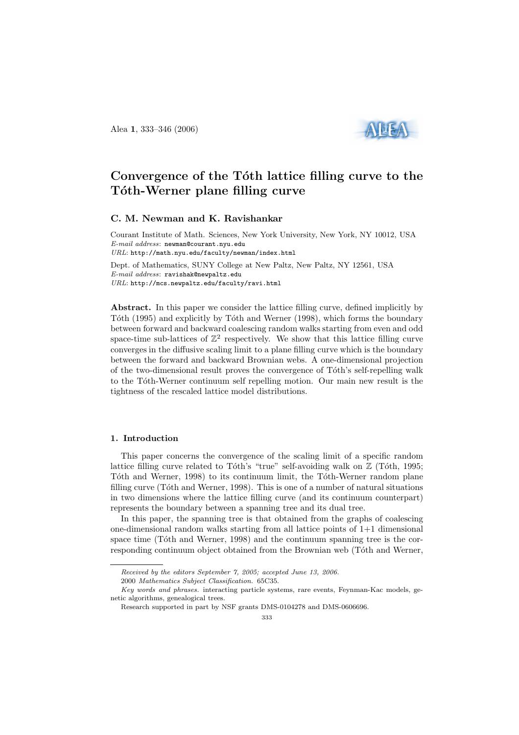# Convergence of the Tóth lattice filling curve to the Tóth-Werner plane filling curve

**C. M. Newman and K. Ravishankar**

Courant Institute of Math. Sciences, New York University, New York, NY 10012, USA
*E-mail address*: newman@courant.nyu.edu
*URL*: http://math.nyu.edu/faculty/newman/index.html

Dept. of Mathematics, SUNY College at New Paltz, New Paltz, NY 12561, USA
*E-mail address*: ravishak@newpaltz.edu
*URL*: http://mcs.newpaltz.edu/faculty/ravi.html

**Abstract.** In this paper we consider the lattice filling curve, defined implicitly by Tóth (1995) and explicitly by Tóth and Werner (1998), which forms the boundary between forward and backward coalescing random walks starting from even and odd space-time sub-lattices of $\mathbb{Z}^2$ respectively. We show that this lattice filling curve converges in the diffusive scaling limit to a plane filling curve which is the boundary between the forward and backward Brownian webs. A one-dimensional projection of the two-dimensional result proves the convergence of Tóth's self-repelling walk to the Tóth-Werner continuum self repelling motion. Our main new result is the tightness of the rescaled lattice model distributions.

## 1. Introduction

This paper concerns the convergence of the scaling limit of a specific random lattice filling curve related to Tóth's "true" self-avoiding walk on $\mathbb{Z}$ (Tóth, 1995; Tóth and Werner, 1998) to its continuum limit, the Tóth-Werner random plane filling curve (Tóth and Werner, 1998). This is one of a number of natural situations in two dimensions where the lattice filling curve (and its continuum counterpart) represents the boundary between a spanning tree and its dual tree.

In this paper, the spanning tree is that obtained from the graphs of coalescing one-dimensional random walks starting from all lattice points of 1+1 dimensional space time (Tóth and Werner, 1998) and the continuum spanning tree is the corresponding continuum object obtained from the Brownian web (Tóth and Werner,

---

*Received by the editors September 7, 2005; accepted June 13, 2006.*

2000 *Mathematics Subject Classification.* 65C35.

*Key words and phrases.* interacting particle systems, rare events, Feynman-Kac models, genetic algorithms, genealogical trees.

Research supported in part by NSF grants DMS-0104278 and DMS-0606696.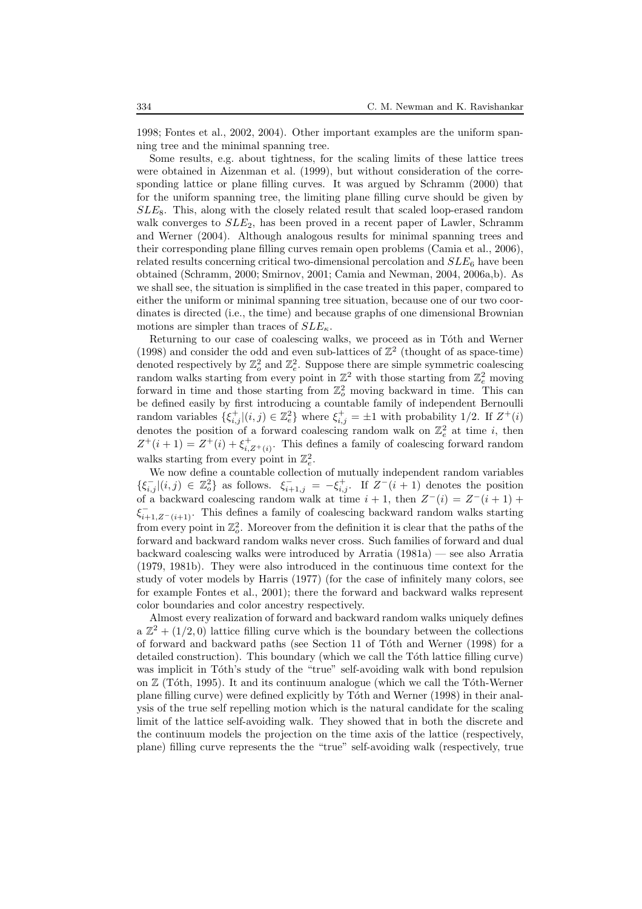1998; Fontes et al., 2002, 2004). Other important examples are the uniform spanning tree and the minimal spanning tree.

Some results, e.g. about tightness, for the scaling limits of these lattice trees were obtained in Aizenman et al. (1999), but without consideration of the corresponding lattice or plane filling curves. It was argued by Schramm (2000) that for the uniform spanning tree, the limiting plane filling curve should be given by $SLE_8$. This, along with the closely related result that scaled loop-erased random walk converges to $SLE_2$, has been proved in a recent paper of Lawler, Schramm and Werner (2004). Although analogous results for minimal spanning trees and their corresponding plane filling curves remain open problems (Camia et al., 2006), related results concerning critical two-dimensional percolation and $SLE_6$ have been obtained (Schramm, 2000; Smirnov, 2001; Camia and Newman, 2004, 2006a,b). As we shall see, the situation is simplified in the case treated in this paper, compared to either the uniform or minimal spanning tree situation, because one of our two coordinates is directed (i.e., the time) and because graphs of one dimensional Brownian motions are simpler than traces of $SLE_\kappa$.

Returning to our case of coalescing walks, we proceed as in Tóth and Werner (1998) and consider the odd and even sub-lattices of $\mathbb{Z}^2$ (thought of as space-time) denoted respectively by $\mathbb{Z}^2_o$ and $\mathbb{Z}^2_e$. Suppose there are simple symmetric coalescing random walks starting from every point in $\mathbb{Z}^2$ with those starting from $\mathbb{Z}^2_e$ moving forward in time and those starting from $\mathbb{Z}^2_o$ moving backward in time. This can be defined easily by first introducing a countable family of independent Bernoulli random variables $\{\xi^+_{i,j} | (i,j) \in \mathbb{Z}^2_e\}$ where $\xi^+_{i,j} = \pm 1$ with probability $1/2$. If $Z^+(i)$ denotes the position of a forward coalescing random walk on $\mathbb{Z}^2_e$ at time $i$, then $Z^+(i+1) = Z^+(i) + \xi^+_{i,Z^+(i)}$. This defines a family of coalescing forward random walks starting from every point in $\mathbb{Z}^2_e$.

We now define a countable collection of mutually independent random variables $\{\xi^-_{i,j} | (i,j) \in \mathbb{Z}^2_o\}$ as follows. $\xi^-_{i+1,j} = -\xi^+_{i,j}$. If $Z^-(i+1)$ denotes the position of a backward coalescing random walk at time $i+1$, then $Z^-(i) = Z^-(i+1) + \xi^-_{i+1,Z^-(i+1)}$. This defines a family of coalescing backward random walks starting from every point in $\mathbb{Z}^2_o$. Moreover from the definition it is clear that the paths of the forward and backward random walks never cross. Such families of forward and dual backward coalescing walks were introduced by Arratia (1981a) — see also Arratia (1979, 1981b). They were also introduced in the continuous time context for the study of voter models by Harris (1977) (for the case of infinitely many colors, see for example Fontes et al., 2001); there the forward and backward walks represent color boundaries and color ancestry respectively.

Almost every realization of forward and backward random walks uniquely defines a $\mathbb{Z}^2 + (1/2, 0)$ lattice filling curve which is the boundary between the collections of forward and backward paths (see Section 11 of Tóth and Werner (1998) for a detailed construction). This boundary (which we call the Tóth lattice filling curve) was implicit in Tóth's study of the "true" self-avoiding walk with bond repulsion on $\mathbb{Z}$ (Tóth, 1995). It and its continuum analogue (which we call the Tóth-Werner plane filling curve) were defined explicitly by Tóth and Werner (1998) in their analysis of the true self repelling motion which is the natural candidate for the scaling limit of the lattice self-avoiding walk. They showed that in both the discrete and the continuum models the projection on the time axis of the lattice (respectively, plane) filling curve represents the the "true" self-avoiding walk (respectively, true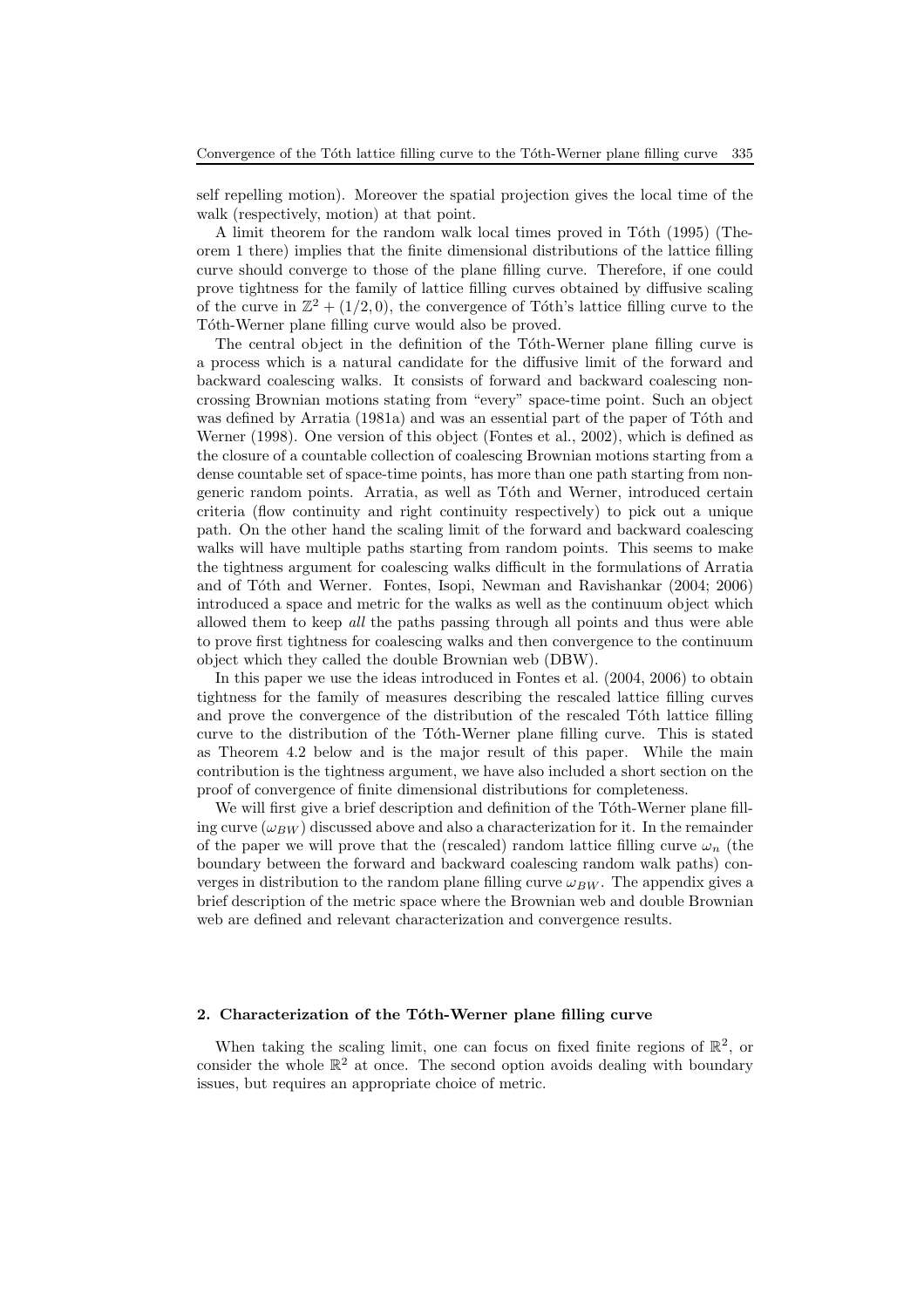self repelling motion). Moreover the spatial projection gives the local time of the walk (respectively, motion) at that point.

A limit theorem for the random walk local times proved in Tóth (1995) (Theorem 1 there) implies that the finite dimensional distributions of the lattice filling curve should converge to those of the plane filling curve. Therefore, if one could prove tightness for the family of lattice filling curves obtained by diffusive scaling of the curve in $\mathbb{Z}^2 + (1/2, 0)$, the convergence of Tóth's lattice filling curve to the Tóth-Werner plane filling curve would also be proved.

The central object in the definition of the Tóth-Werner plane filling curve is a process which is a natural candidate for the diffusive limit of the forward and backward coalescing walks. It consists of forward and backward coalescing noncrossing Brownian motions stating from "every" space-time point. Such an object was defined by Arratia (1981a) and was an essential part of the paper of Tóth and Werner (1998). One version of this object (Fontes et al., 2002), which is defined as the closure of a countable collection of coalescing Brownian motions starting from a dense countable set of space-time points, has more than one path starting from nongeneric random points. Arratia, as well as Tóth and Werner, introduced certain criteria (flow continuity and right continuity respectively) to pick out a unique path. On the other hand the scaling limit of the forward and backward coalescing walks will have multiple paths starting from random points. This seems to make the tightness argument for coalescing walks difficult in the formulations of Arratia and of Tóth and Werner. Fontes, Isopi, Newman and Ravishankar (2004; 2006) introduced a space and metric for the walks as well as the continuum object which allowed them to keep *all* the paths passing through all points and thus were able to prove first tightness for coalescing walks and then convergence to the continuum object which they called the double Brownian web (DBW).

In this paper we use the ideas introduced in Fontes et al. (2004, 2006) to obtain tightness for the family of measures describing the rescaled lattice filling curves and prove the convergence of the distribution of the rescaled Tóth lattice filling curve to the distribution of the Tóth-Werner plane filling curve. This is stated as Theorem 4.2 below and is the major result of this paper. While the main contribution is the tightness argument, we have also included a short section on the proof of convergence of finite dimensional distributions for completeness.

We will first give a brief description and definition of the Tóth-Werner plane filling curve ($\omega_{BW}$) discussed above and also a characterization for it. In the remainder of the paper we will prove that the (rescaled) random lattice filling curve $\omega_n$ (the boundary between the forward and backward coalescing random walk paths) converges in distribution to the random plane filling curve $\omega_{BW}$. The appendix gives a brief description of the metric space where the Brownian web and double Brownian web are defined and relevant characterization and convergence results.

## 2. Characterization of the Tóth-Werner plane filling curve

When taking the scaling limit, one can focus on fixed finite regions of $\mathbb{R}^2$, or consider the whole $\mathbb{R}^2$ at once. The second option avoids dealing with boundary issues, but requires an appropriate choice of metric.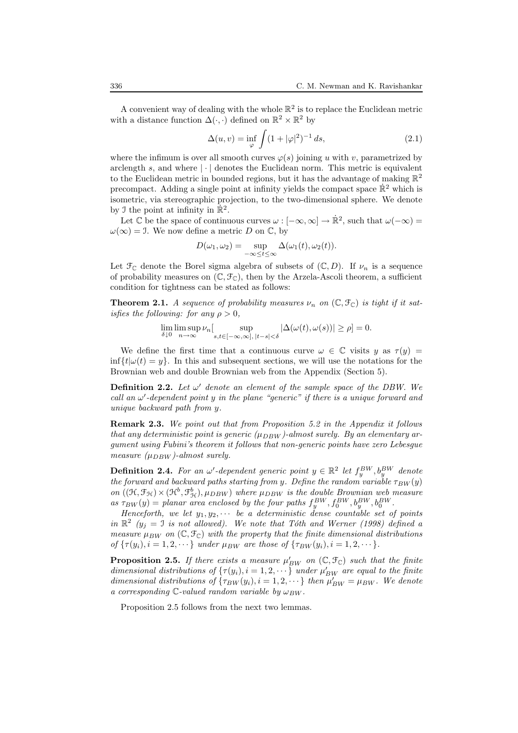A convenient way of dealing with the whole $\mathbb{R}^2$ is to replace the Euclidean metric with a distance function $\Delta(\cdot,\cdot)$ defined on $\mathbb{R}^2 \times \mathbb{R}^2$ by

$$\Delta(u,v) = \inf_{\varphi} \int (1+|\varphi|^2)^{-1}\, ds, \tag{2.1}$$

where the infimum is over all smooth curves $\varphi(s)$ joining $u$ with $v$, parametrized by arclength $s$, and where $|\cdot|$ denotes the Euclidean norm. This metric is equivalent to the Euclidean metric in bounded regions, but it has the advantage of making $\mathbb{R}^2$ precompact. Adding a single point at infinity yields the compact space $\dot{\mathbb{R}}^2$ which is isometric, via stereographic projection, to the two-dimensional sphere. We denote by $\mathfrak{I}$ the point at infinity in $\dot{\mathbb{R}}^2$.

Let $\mathbb{C}$ be the space of continuous curves $\omega : [-\infty,\infty] \to \dot{\mathbb{R}}^2$, such that $\omega(-\infty) = \omega(\infty) = \mathfrak{I}$. We now define a metric $D$ on $\mathbb{C}$, by

$$D(\omega_1,\omega_2) = \sup_{-\infty \le t \le \infty} \Delta(\omega_1(t),\omega_2(t)).$$

Let $\mathcal{F}_{\mathbb{C}}$ denote the Borel sigma algebra of subsets of $(\mathbb{C}, D)$. If $\nu_n$ is a sequence of probability measures on $(\mathbb{C}, \mathcal{F}_{\mathbb{C}})$, then by the Arzela-Ascoli theorem, a sufficient condition for tightness can be stated as follows:

**Theorem 2.1.** *A sequence of probability measures $\nu_n$ on $(\mathbb{C}, \mathcal{F}_{\mathbb{C}})$ is tight if it satisfies the following: for any $\rho > 0$,*

$$\lim_{\delta \downarrow 0} \limsup_{n\to\infty} \nu_n[\sup_{s,t\in[-\infty,\infty],\,|t-s|<\delta} |\Delta(\omega(t),\omega(s))| \ge \rho] = 0.$$

We define the first time that a continuous curve $\omega \in \mathbb{C}$ visits $y$ as $\tau(y) = \inf\{t|\omega(t) = y\}$. In this and subsequent sections, we will use the notations for the Brownian web and double Brownian web from the Appendix (Section 5).

**Definition 2.2.** *Let $\omega'$ denote an element of the sample space of the DBW. We call an $\omega'$-dependent point $y$ in the plane "generic" if there is a unique forward and unique backward path from $y$.*

**Remark 2.3.** *We point out that from Proposition 5.2 in the Appendix it follows that any deterministic point is generic ($\mu_{DBW}$)-almost surely. By an elementary argument using Fubini's theorem it follows that non-generic points have zero Lebesgue measure ($\mu_{DBW}$)-almost surely.*

**Definition 2.4.** *For an $\omega'$-dependent generic point $y \in \mathbb{R}^2$ let $f_y^{BW}, b_y^{BW}$ denote the forward and backward paths starting from $y$. Define the random variable $\tau_{BW}(y)$ on $((\mathcal{H}, \mathcal{F}_{\mathcal{H}}) \times (\mathcal{H}^b, \mathcal{F}_{\mathcal{H}}^b), \mu_{DBW})$ where $\mu_{DBW}$ is the double Brownian web measure as $\tau_{BW}(y) =$ planar area enclosed by the four paths $f_y^{BW}, f_0^{BW}, b_y^{BW}, b_0^{BW}$.*

*Henceforth, we let $y_1, y_2, \cdots$ be a deterministic dense countable set of points in $\mathbb{R}^2$ ($y_j = \mathfrak{I}$ is not allowed). We note that Tóth and Werner (1998) defined a measure $\mu_{BW}$ on $(\mathbb{C}, \mathcal{F}_{\mathbb{C}})$ with the property that the finite dimensional distributions of $\{\tau(y_i), i = 1, 2, \cdots\}$ under $\mu_{BW}$ are those of $\{\tau_{BW}(y_i), i = 1, 2, \cdots\}$.*

**Proposition 2.5.** *If there exists a measure $\mu'_{BW}$ on $(\mathbb{C}, \mathcal{F}_{\mathbb{C}})$ such that the finite dimensional distributions of $\{\tau(y_i), i = 1, 2, \cdots\}$ under $\mu'_{BW}$ are equal to the finite dimensional distributions of $\{\tau_{BW}(y_i), i = 1, 2, \cdots\}$ then $\mu'_{BW} = \mu_{BW}$. We denote a corresponding $\mathbb{C}$-valued random variable by $\omega_{BW}$.*

Proposition 2.5 follows from the next two lemmas.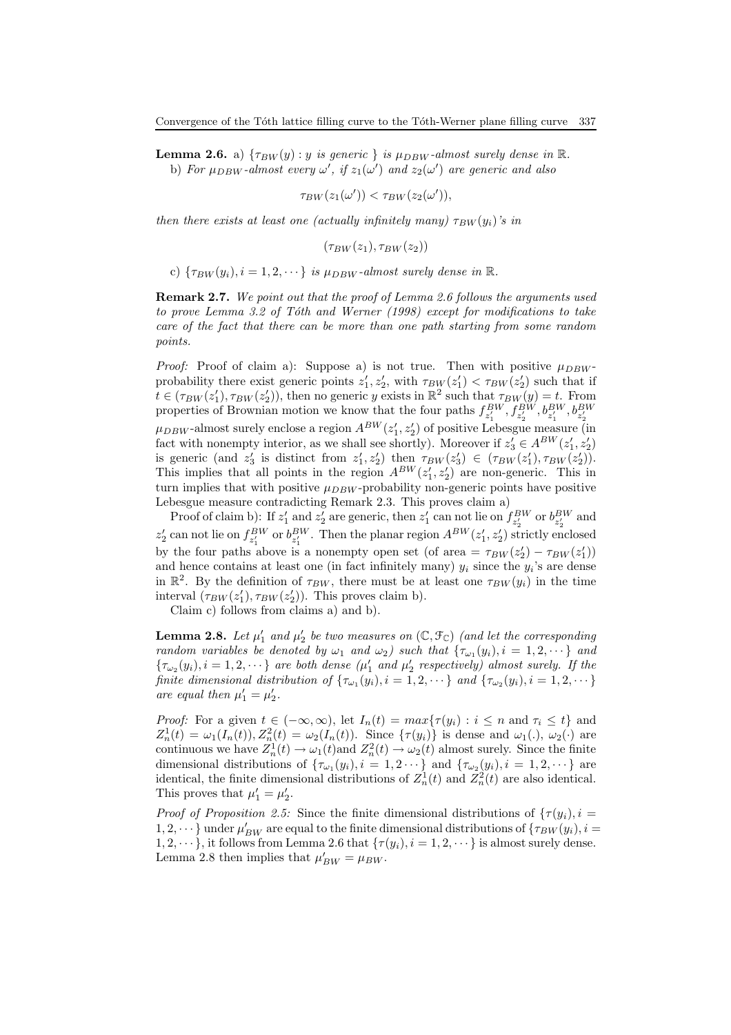**Lemma 2.6.** a) $\{\tau_{BW}(y) : y \text{ is generic }\}$ *is* $\mu_{DBW}$*-almost surely dense in* $\mathbb{R}$.

b) *For* $\mu_{DBW}$*-almost every* $\omega'$*, if* $z_1(\omega')$ *and* $z_2(\omega')$ *are generic and also*

$$\tau_{BW}(z_1(\omega')) < \tau_{BW}(z_2(\omega')),$$

*then there exists at least one (actually infinitely many)* $\tau_{BW}(y_i)$*'s in*

$$(\tau_{BW}(z_1), \tau_{BW}(z_2))$$

c) $\{\tau_{BW}(y_i), i = 1, 2, \cdots\}$ *is* $\mu_{DBW}$*-almost surely dense in* $\mathbb{R}$.

**Remark 2.7.** *We point out that the proof of Lemma 2.6 follows the arguments used to prove Lemma 3.2 of Tóth and Werner (1998) except for modifications to take care of the fact that there can be more than one path starting from some random points.*

*Proof:* Proof of claim a): Suppose a) is not true. Then with positive $\mu_{DBW}$-probability there exist generic points $z'_1, z'_2$, with $\tau_{BW}(z'_1) < \tau_{BW}(z'_2)$ such that if $t \in (\tau_{BW}(z'_1), \tau_{BW}(z'_2))$, then no generic $y$ exists in $\mathbb{R}^2$ such that $\tau_{BW}(y) = t$. From properties of Brownian motion we know that the four paths $f^{BW}_{z'_1}, f^{BW}_{z'_2}, b^{BW}_{z'_1}, b^{BW}_{z'_2}$ $\mu_{DBW}$-almost surely enclose a region $A^{BW}(z'_1, z'_2)$ of positive Lebesgue measure (in fact with nonempty interior, as we shall see shortly). Moreover if $z'_3 \in A^{BW}(z'_1, z'_2)$ is generic (and $z'_3$ is distinct from $z'_1, z'_2$) then $\tau_{BW}(z'_3) \in (\tau_{BW}(z'_1), \tau_{BW}(z'_2))$. This implies that all points in the region $A^{BW}(z'_1, z'_2)$ are non-generic. This in turn implies that with positive $\mu_{DBW}$-probability non-generic points have positive Lebesgue measure contradicting Remark 2.3. This proves claim a)

Proof of claim b): If $z'_1$ and $z'_2$ are generic, then $z'_1$ can not lie on $f^{BW}_{z'_2}$ or $b^{BW}_{z'_2}$ and $z'_2$ can not lie on $f^{BW}_{z'_1}$ or $b^{BW}_{z'_1}$. Then the planar region $A^{BW}(z'_1, z'_2)$ strictly enclosed by the four paths above is a nonempty open set (of area $= \tau_{BW}(z'_2) - \tau_{BW}(z'_1)$) and hence contains at least one (in fact infinitely many) $y_i$ since the $y_i$'s are dense in $\mathbb{R}^2$. By the definition of $\tau_{BW}$, there must be at least one $\tau_{BW}(y_i)$ in the time interval $(\tau_{BW}(z'_1), \tau_{BW}(z'_2))$. This proves claim b).

Claim c) follows from claims a) and b).

**Lemma 2.8.** *Let* $\mu'_1$ *and* $\mu'_2$ *be two measures on* $(\mathbb{C}, \mathfrak{F}_{\mathbb{C}})$ *(and let the corresponding random variables be denoted by* $\omega_1$ *and* $\omega_2$*) such that* $\{\tau_{\omega_1}(y_i), i = 1, 2, \cdots\}$ *and* $\{\tau_{\omega_2}(y_i), i = 1, 2, \cdots\}$ *are both dense (*$\mu'_1$ *and* $\mu'_2$ *respectively) almost surely. If the finite dimensional distribution of* $\{\tau_{\omega_1}(y_i), i = 1, 2, \cdots\}$ *and* $\{\tau_{\omega_2}(y_i), i = 1, 2, \cdots\}$ *are equal then* $\mu'_1 = \mu'_2$.

*Proof:* For a given $t \in (-\infty, \infty)$, let $I_n(t) = max\{\tau(y_i) : i \leq n \text{ and } \tau_i \leq t\}$ and $Z^1_n(t) = \omega_1(I_n(t)), Z^2_n(t) = \omega_2(I_n(t))$. Since $\{\tau(y_i)\}$ is dense and $\omega_1(.)$, $\omega_2(\cdot)$ are continuous we have $Z^1_n(t) \to \omega_1(t)$and $Z^2_n(t) \to \omega_2(t)$ almost surely. Since the finite dimensional distributions of $\{\tau_{\omega_1}(y_i), i = 1, 2 \cdots\}$ and $\{\tau_{\omega_2}(y_i), i = 1, 2, \cdots\}$ are identical, the finite dimensional distributions of $Z^1_n(t)$ and $Z^2_n(t)$ are also identical. This proves that $\mu'_1 = \mu'_2$.

*Proof of Proposition 2.5:* Since the finite dimensional distributions of $\{\tau(y_i), i = 1, 2, \cdots\}$ under $\mu'_{BW}$ are equal to the finite dimensional distributions of $\{\tau_{BW}(y_i), i = 1, 2, \cdots\}$, it follows from Lemma 2.6 that $\{\tau(y_i), i = 1, 2, \cdots\}$ is almost surely dense. Lemma 2.8 then implies that $\mu'_{BW} = \mu_{BW}$.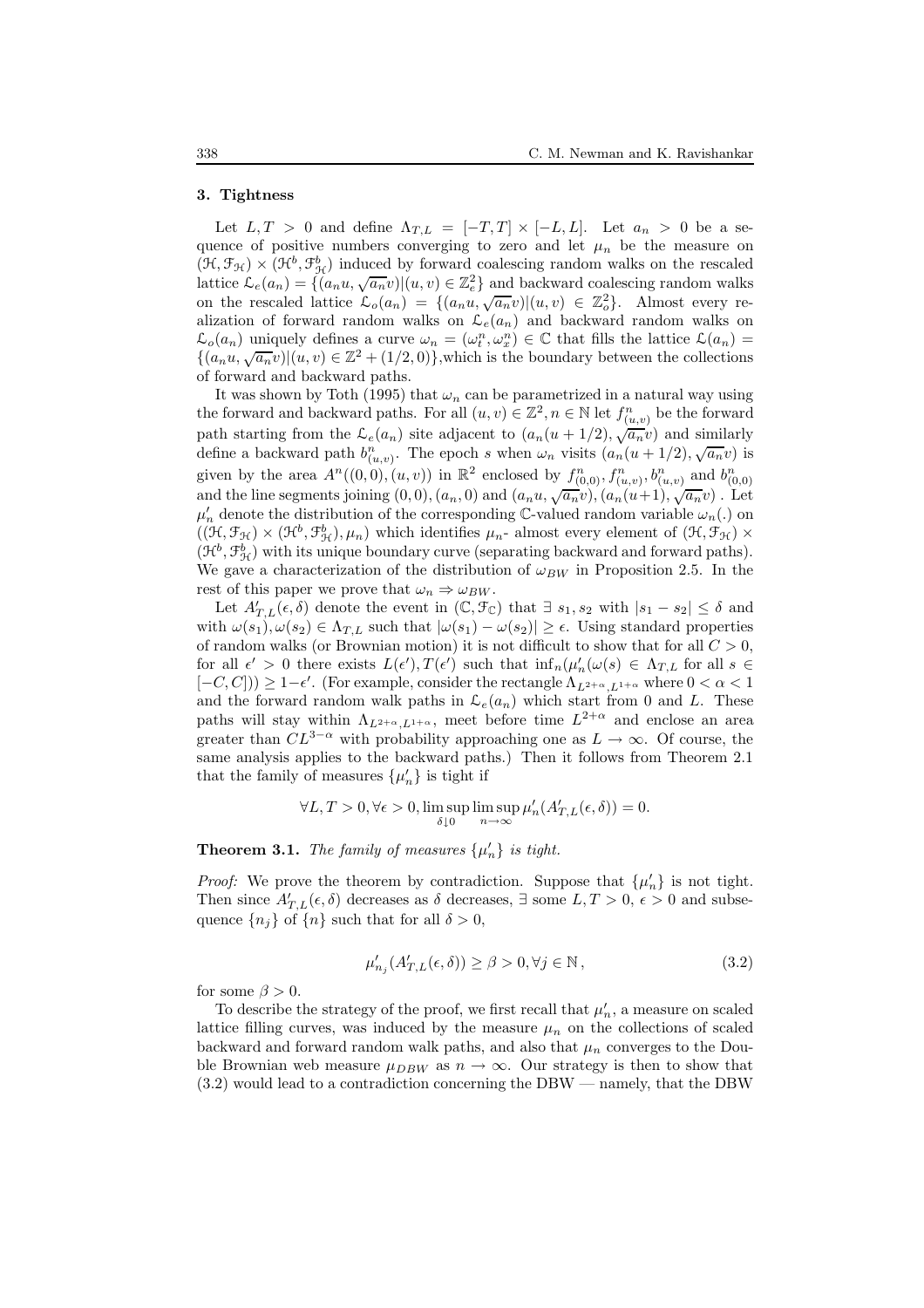## 3. Tightness

Let $L, T > 0$ and define $\Lambda_{T,L} = [-T, T] \times [-L, L]$. Let $a_n > 0$ be a sequence of positive numbers converging to zero and let $\mu_n$ be the measure on $(\mathcal{H}, \mathcal{F}_{\mathcal{H}}) \times (\mathcal{H}^b, \mathcal{F}^b_{\mathcal{H}})$ induced by forward coalescing random walks on the rescaled lattice $\mathcal{L}_e(a_n) = \{(a_n u, \sqrt{a_n} v) | (u, v) \in \mathbb{Z}^2_e\}$ and backward coalescing random walks on the rescaled lattice $\mathcal{L}_o(a_n) = \{(a_n u, \sqrt{a_n} v) | (u, v) \in \mathbb{Z}^2_o\}$. Almost every realization of forward random walks on $\mathcal{L}_e(a_n)$ and backward random walks on $\mathcal{L}_o(a_n)$ uniquely defines a curve $\omega_n = (\omega^n_t, \omega^n_x) \in \mathbb{C}$ that fills the lattice $\mathcal{L}(a_n) = \{(a_n u, \sqrt{a_n} v) | (u, v) \in \mathbb{Z}^2 + (1/2, 0)\}$,which is the boundary between the collections of forward and backward paths.

It was shown by Toth (1995) that $\omega_n$ can be parametrized in a natural way using the forward and backward paths. For all $(u, v) \in \mathbb{Z}^2, n \in \mathbb{N}$ let $f^n_{(u,v)}$ be the forward path starting from the $\mathcal{L}_e(a_n)$ site adjacent to $(a_n(u + 1/2), \sqrt{a_n} v)$ and similarly define a backward path $b^n_{(u,v)}$. The epoch $s$ when $\omega_n$ visits $(a_n(u + 1/2), \sqrt{a_n} v)$ is given by the area $A^n((0, 0), (u, v))$ in $\mathbb{R}^2$ enclosed by $f^n_{(0,0)}, f^n_{(u,v)}, b^n_{(u,v)}$ and $b^n_{(0,0)}$ and the line segments joining $(0, 0), (a_n, 0)$ and $(a_n u, \sqrt{a_n} v), (a_n(u+1), \sqrt{a_n} v)$ . Let $\mu'_n$ denote the distribution of the corresponding $\mathbb{C}$-valued random variable $\omega_n(.)$ on $((\mathcal{H}, \mathcal{F}_{\mathcal{H}}) \times (\mathcal{H}^b, \mathcal{F}^b_{\mathcal{H}}), \mu_n)$ which identifies $\mu_n$- almost every element of $(\mathcal{H}, \mathcal{F}_{\mathcal{H}}) \times (\mathcal{H}^b, \mathcal{F}^b_{\mathcal{H}})$ with its unique boundary curve (separating backward and forward paths). We gave a characterization of the distribution of $\omega_{BW}$ in Proposition 2.5. In the rest of this paper we prove that $\omega_n \Rightarrow \omega_{BW}$.

Let $A'_{T,L}(\epsilon, \delta)$ denote the event in $(\mathbb{C}, \mathcal{F}_{\mathbb{C}})$ that $\exists\ s_1, s_2$ with $|s_1 - s_2| \leq \delta$ and with $\omega(s_1), \omega(s_2) \in \Lambda_{T,L}$ such that $|\omega(s_1) - \omega(s_2)| \geq \epsilon$. Using standard properties of random walks (or Brownian motion) it is not difficult to show that for all $C > 0$, for all $\epsilon' > 0$ there exists $L(\epsilon'), T(\epsilon')$ such that $\inf_n(\mu'_n(\omega(s) \in \Lambda_{T,L}$ for all $s \in [-C, C])) \geq 1 - \epsilon'$. (For example, consider the rectangle $\Lambda_{L^{2+\alpha}, L^{1+\alpha}}$ where $0 < \alpha < 1$ and the forward random walk paths in $\mathcal{L}_e(a_n)$ which start from 0 and $L$. These paths will stay within $\Lambda_{L^{2+\alpha}, L^{1+\alpha}}$, meet before time $L^{2+\alpha}$ and enclose an area greater than $CL^{3-\alpha}$ with probability approaching one as $L \to \infty$. Of course, the same analysis applies to the backward paths.) Then it follows from Theorem 2.1 that the family of measures $\{\mu'_n\}$ is tight if

$$\forall L, T > 0, \forall \epsilon > 0, \limsup_{\delta \downarrow 0} \limsup_{n \to \infty} \mu'_n(A'_{T,L}(\epsilon, \delta)) = 0.$$

**Theorem 3.1.** *The family of measures $\{\mu'_n\}$ is tight.*

*Proof:* We prove the theorem by contradiction. Suppose that $\{\mu'_n\}$ is not tight. Then since $A'_{T,L}(\epsilon, \delta)$ decreases as $\delta$ decreases, $\exists$ some $L, T > 0$, $\epsilon > 0$ and subsequence $\{n_j\}$ of $\{n\}$ such that for all $\delta > 0$,

$$\mu'_{n_j}(A'_{T,L}(\epsilon, \delta)) \geq \beta > 0, \forall j \in \mathbb{N}\,, \tag{3.2}$$

for some $\beta > 0$.

To describe the strategy of the proof, we first recall that $\mu'_n$, a measure on scaled lattice filling curves, was induced by the measure $\mu_n$ on the collections of scaled backward and forward random walk paths, and also that $\mu_n$ converges to the Double Brownian web measure $\mu_{DBW}$ as $n \to \infty$. Our strategy is then to show that (3.2) would lead to a contradiction concerning the DBW — namely, that the DBW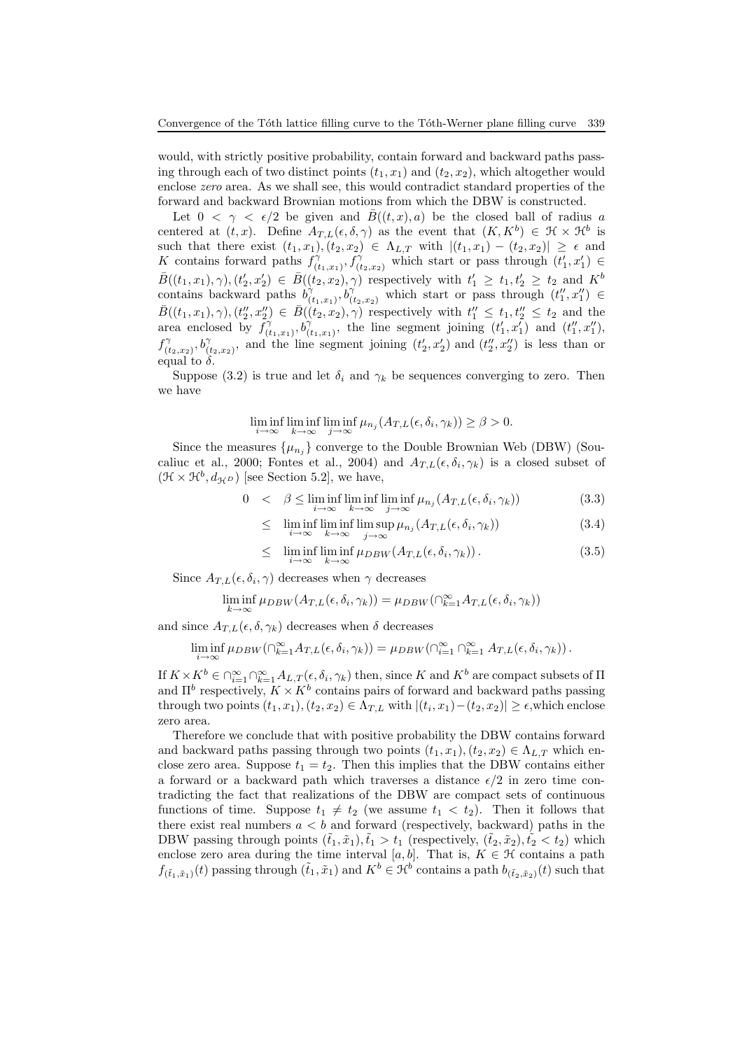would, with strictly positive probability, contain forward and backward paths passing through each of two distinct points $(t_1, x_1)$ and $(t_2, x_2)$, which altogether would enclose *zero* area. As we shall see, this would contradict standard properties of the forward and backward Brownian motions from which the DBW is constructed.

Let $0 < \gamma < \epsilon/2$ be given and $\bar{B}((t,x),a)$ be the closed ball of radius $a$ centered at $(t,x)$. Define $A_{T,L}(\epsilon,\delta,\gamma)$ as the event that $(K, K^b) \in \mathcal{H} \times \mathcal{H}^b$ is such that there exist $(t_1,x_1),(t_2,x_2) \in \Lambda_{L,T}$ with $|(t_1,x_1)-(t_2,x_2)| \geq \epsilon$ and $K$ contains forward paths $f^{\gamma}_{(t_1,x_1)}, f^{\gamma}_{(t_2,x_2)}$ which start or pass through $(t_1',x_1') \in \bar{B}((t_1,x_1),\gamma),(t_2',x_2') \in \bar{B}((t_2,x_2),\gamma)$ respectively with $t_1' \geq t_1, t_2' \geq t_2$ and $K^b$ contains backward paths $b^{\gamma}_{(t_1,x_1)}, b^{\gamma}_{(t_2,x_2)}$ which start or pass through $(t_1'',x_1'') \in \bar{B}((t_1,x_1),\gamma),(t_2'',x_2'') \in \bar{B}((t_2,x_2),\gamma)$ respectively with $t_1'' \leq t_1, t_2'' \leq t_2$ and the area enclosed by $f^{\gamma}_{(t_1,x_1)}, b^{\gamma}_{(t_1,x_1)}$, the line segment joining $(t_1',x_1')$ and $(t_1'',x_1'')$, $f^{\gamma}_{(t_2,x_2)}, b^{\gamma}_{(t_2,x_2)}$, and the line segment joining $(t_2',x_2')$ and $(t_2'',x_2'')$ is less than or equal to $\delta$.

Suppose (3.2) is true and let $\delta_i$ and $\gamma_k$ be sequences converging to zero. Then we have

$$\liminf_{i\to\infty}\liminf_{k\to\infty}\liminf_{j\to\infty}\mu_{n_j}(A_{T,L}(\epsilon,\delta_i,\gamma_k)) \geq \beta > 0.$$

Since the measures $\{\mu_{n_j}\}$ converge to the Double Brownian Web (DBW) (Soucaliuc et al., 2000; Fontes et al., 2004) and $A_{T,L}(\epsilon,\delta_i,\gamma_k)$ is a closed subset of $(\mathcal{H}\times\mathcal{H}^b, d_{\mathcal{H}^D})$ [see Section 5.2], we have,

$$
\begin{aligned}
0 \;<\; & \beta \leq \liminf_{i\to\infty}\liminf_{k\to\infty}\liminf_{j\to\infty}\mu_{n_j}(A_{T,L}(\epsilon,\delta_i,\gamma_k)) && (3.3)\\
\leq\; & \liminf_{i\to\infty}\liminf_{k\to\infty}\limsup_{j\to\infty}\mu_{n_j}(A_{T,L}(\epsilon,\delta_i,\gamma_k)) && (3.4)\\
\leq\; & \liminf_{i\to\infty}\liminf_{k\to\infty}\mu_{DBW}(A_{T,L}(\epsilon,\delta_i,\gamma_k)). && (3.5)
\end{aligned}
$$

Since $A_{T,L}(\epsilon,\delta_i,\gamma)$ decreases when $\gamma$ decreases

$$\liminf_{k\to\infty}\mu_{DBW}(A_{T,L}(\epsilon,\delta_i,\gamma_k)) = \mu_{DBW}(\cap_{k=1}^{\infty}A_{T,L}(\epsilon,\delta_i,\gamma_k))$$

and since $A_{T,L}(\epsilon,\delta,\gamma_k)$ decreases when $\delta$ decreases

$$\liminf_{i\to\infty}\mu_{DBW}(\cap_{k=1}^{\infty}A_{T,L}(\epsilon,\delta_i,\gamma_k)) = \mu_{DBW}(\cap_{i=1}^{\infty}\cap_{k=1}^{\infty}A_{T,L}(\epsilon,\delta_i,\gamma_k)).$$

If $K\times K^b \in \cap_{i=1}^{\infty}\cap_{k=1}^{\infty}A_{L,T}(\epsilon,\delta_i,\gamma_k)$ then, since $K$ and $K^b$ are compact subsets of $\Pi$ and $\Pi^b$ respectively, $K\times K^b$ contains pairs of forward and backward paths passing through two points $(t_1,x_1),(t_2,x_2) \in \Lambda_{T,L}$ with $|(t_i,x_1)-(t_2,x_2)| \geq \epsilon$,which enclose zero area.

Therefore we conclude that with positive probability the DBW contains forward and backward paths passing through two points $(t_1,x_1),(t_2,x_2) \in \Lambda_{L,T}$ which enclose zero area. Suppose $t_1 = t_2$. Then this implies that the DBW contains either a forward or a backward path which traverses a distance $\epsilon/2$ in zero time contradicting the fact that realizations of the DBW are compact sets of continuous functions of time. Suppose $t_1 \neq t_2$ (we assume $t_1 < t_2$). Then it follows that there exist real numbers $a < b$ and forward (respectively, backward) paths in the DBW passing through points $(\tilde{t}_1,\tilde{x}_1), \tilde{t}_1 > t_1$ (respectively, $(\tilde{t}_2,\tilde{x}_2), \tilde{t}_2 < t_2$) which enclose zero area during the time interval $[a,b]$. That is, $K \in \mathcal{H}$ contains a path $f_{(\tilde{t}_1,\tilde{x}_1)}(t)$ passing through $(\tilde{t}_1,\tilde{x}_1)$ and $K^b \in \mathcal{H}^b$ contains a path $b_{(\tilde{t}_2,\tilde{x}_2)}(t)$ such that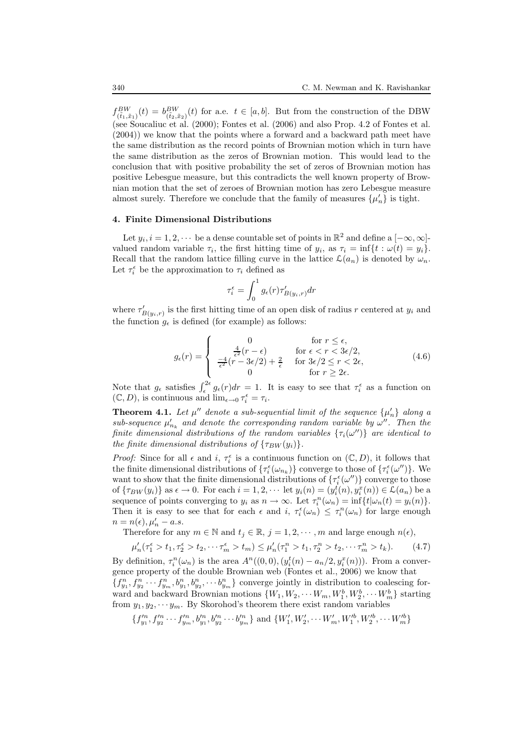$f^{BW}_{(\tilde{t}_1,\tilde{x}_1)}(t) = b^{BW}_{(\tilde{t}_2,\tilde{x}_2)}(t)$ for a.e. $t \in [a,b]$. But from the construction of the DBW (see Soucaliuc et al. (2000); Fontes et al. (2006) and also Prop. 4.2 of Fontes et al. (2004)) we know that the points where a forward and a backward path meet have the same distribution as the record points of Brownian motion which in turn have the same distribution as the zeros of Brownian motion. This would lead to the conclusion that with positive probability the set of zeros of Brownian motion has positive Lebesgue measure, but this contradicts the well known property of Brownian motion that the set of zeroes of Brownian motion has zero Lebesgue measure almost surely. Therefore we conclude that the family of measures $\{\mu'_n\}$ is tight.

## 4. Finite Dimensional Distributions

Let $y_i, i = 1, 2, \cdots$ be a dense countable set of points in $\mathbb{R}^2$ and define a $[-\infty, \infty]$-valued random variable $\tau_i$, the first hitting time of $y_i$, as $\tau_i = \inf\{t : \omega(t) = y_i\}$. Recall that the random lattice filling curve in the lattice $\mathcal{L}(a_n)$ is denoted by $\omega_n$. Let $\tau_i^\epsilon$ be the approximation to $\tau_i$ defined as

$$\tau_i^\epsilon = \int_0^1 g_\epsilon(r)\tau'_{B(y_i,r)}dr$$

where $\tau'_{B(y_i,r)}$ is the first hitting time of an open disk of radius $r$ centered at $y_i$ and the function $g_\epsilon$ is defined (for example) as follows:

$$g_\epsilon(r) = \begin{cases} 0 & \text{for } r \leq \epsilon, \\ \frac{4}{\epsilon^2}(r-\epsilon) & \text{for } \epsilon < r < 3\epsilon/2, \\ \frac{-4}{\epsilon^2}(r - 3\epsilon/2) + \frac{2}{\epsilon} & \text{for } 3\epsilon/2 \leq r < 2\epsilon, \\ 0 & \text{for } r \geq 2\epsilon. \end{cases} \tag{4.6}$$

Note that $g_\epsilon$ satisfies $\int_\epsilon^{2\epsilon} g_\epsilon(r)dr = 1$. It is easy to see that $\tau_i^\epsilon$ as a function on $(\mathbb{C}, D)$, is continuous and $\lim_{\epsilon\to 0} \tau_i^\epsilon = \tau_i$.

**Theorem 4.1.** *Let $\mu''$ denote a sub-sequential limit of the sequence $\{\mu'_n\}$ along a sub-sequence $\mu'_{n_k}$ and denote the corresponding random variable by $\omega''$. Then the finite dimensional distributions of the random variables $\{\tau_i(\omega'')\}$ are identical to the finite dimensional distributions of $\{\tau_{BW}(y_i)\}$.*

*Proof:* Since for all $\epsilon$ and $i$, $\tau_i^\epsilon$ is a continuous function on $(\mathbb{C}, D)$, it follows that the finite dimensional distributions of $\{\tau_i^\epsilon(\omega_{n_k})\}$ converge to those of $\{\tau_i^\epsilon(\omega'')\}$. We want to show that the finite dimensional distributions of $\{\tau_i^\epsilon(\omega'')\}$ converge to those of $\{\tau_{BW}(y_i)\}$ as $\epsilon \to 0$. For each $i = 1, 2, \cdots$ let $y_i(n) = (y_i^t(n), y_i^x(n)) \in \mathcal{L}(a_n)$ be a sequence of points converging to $y_i$ as $n \to \infty$. Let $\tau_i^n(\omega_n) = \inf\{t|\omega_n(t) = y_i(n)\}$. Then it is easy to see that for each $\epsilon$ and $i$, $\tau_i^\epsilon(\omega_n) \leq \tau_i^n(\omega_n)$ for large enough $n = n(\epsilon)$, $\mu'_n - a.s.$

Therefore for any $m \in \mathbb{N}$ and $t_j \in \mathbb{R}$, $j = 1, 2, \cdots, m$ and large enough $n(\epsilon)$,

$$\mu'_n(\tau_1^\epsilon > t_1, \tau_2^\epsilon > t_2, \cdots \tau_m^\epsilon > t_m) \leq \mu'_n(\tau_1^n > t_1, \tau_2^n > t_2, \cdots \tau_m^n > t_k). \tag{4.7}$$

By definition, $\tau_i^n(\omega_n)$ is the area $A^n((0,0), (y_i^t(n) - a_n/2, y_i^x(n)))$. From a convergence property of the double Brownian web (Fontes et al., 2006) we know that $\{f_{y_1}^n, f_{y_2}^n \cdots f_{y_m}^n, b_{y_1}^n, b_{y_2}^n, \cdots b_{y_m}^n\}$ converge jointly in distribution to coalescing forward and backward Brownian motions $\{W_1, W_2, \cdots W_m, W_1^b, W_2^b, \cdots W_m^b\}$ starting from $y_1, y_2, \cdots y_m$. By Skorohod's theorem there exist random variables

$$\{f_{y_1}'^n, f_{y_2}'^n \cdots f_{y_m}'^n, b_{y_1}'^n, b_{y_2}'^n \cdots b_{y_m}'^n\} \text{ and } \{W_1', W_2', \cdots W_m', W_1'^b, W_2'^b, \cdots W_m'^b\}$$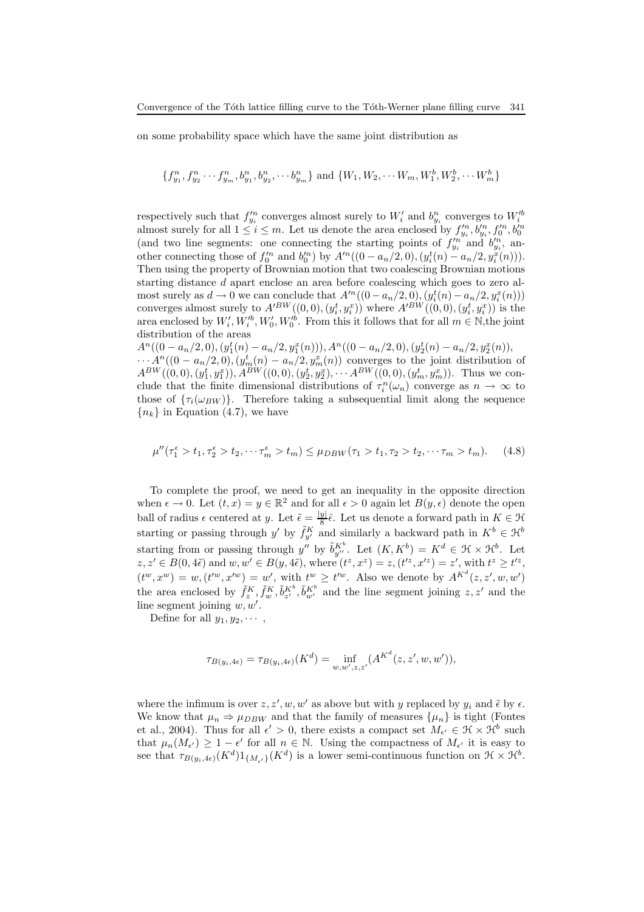on some probability space which have the same joint distribution as

$$\{f^n_{y_1}, f^n_{y_2} \cdots f^n_{y_m}, b^n_{y_1}, b^n_{y_2}, \cdots b^n_{y_m}\} \text{ and } \{W_1, W_2, \cdots W_m, W^b_1, W^b_2, \cdots W^b_m\}$$

respectively such that $f'^n_{y_i}$ converges almost surely to $W'_i$ and $b^n_{y_i}$ converges to $W'^b_i$ almost surely for all $1 \leq i \leq m$. Let us denote the area enclosed by $f'^n_{y_i}, b'^n_{y_i}, f'^n_0, b'^n_0$ (and two line segments: one connecting the starting points of $f'^n_{y_i}$ and $b'^n_{y_i}$, another connecting those of $f'^n_0$ and $b'^n_0$) by $A'^n((0 - a_n/2, 0), (y^t_i(n) - a_n/2, y^x_i(n)))$. Then using the property of Brownian motion that two coalescing Brownian motions starting distance $d$ apart enclose an area before coalescing which goes to zero almost surely as $d \to 0$ we can conclude that $A'^n((0 - a_n/2, 0), (y^t_i(n) - a_n/2, y^x_i(n)))$ converges almost surely to $A'^{BW}((0, 0), (y^t_i, y^x_i))$ where $A'^{BW}((0, 0), (y^t_i, y^x_i))$ is the area enclosed by $W'_i, W'^b_i, W'_0, W'^b_0$. From this it follows that for all $m \in \mathbb{N}$, the joint distribution of the areas
$A^n((0 - a_n/2, 0), (y^t_1(n) - a_n/2, y^x_1(n))), A^n((0 - a_n/2, 0), (y^t_2(n) - a_n/2, y^x_2(n)),$
$\cdots A^n((0 - a_n/2, 0), (y^t_m(n) - a_n/2, y^x_m(n))$ converges to the joint distribution of $A^{BW}((0, 0), (y^t_1, y^x_1)), A^{BW}((0, 0), (y^t_2, y^x_2), \cdots A^{BW}((0, 0), (y^t_m, y^x_m))$. Thus we conclude that the finite dimensional distributions of $\tau^n_i(\omega_n)$ converge as $n \to \infty$ to those of $\{\tau_i(\omega_{BW})\}$. Therefore taking a subsequential limit along the sequence $\{n_k\}$ in Equation (4.7), we have

$$\mu''(\tau^\epsilon_1 > t_1, \tau^\epsilon_2 > t_2, \cdots \tau^\epsilon_m > t_m) \leq \mu_{DBW}(\tau_1 > t_1, \tau_2 > t_2, \cdots \tau_m > t_m). \quad (4.8)$$

To complete the proof, we need to get an inequality in the opposite direction when $\epsilon \to 0$. Let $(t, x) = y \in \mathbb{R}^2$ and for all $\epsilon > 0$ again let $B(y, \epsilon)$ denote the open ball of radius $\epsilon$ centered at $y$. Let $\tilde{\epsilon} = \frac{|y|}{8}\hat{\epsilon}$. Let us denote a forward path in $K \in \mathcal{H}$ starting or passing through $y'$ by $\tilde{f}^K_{y'}$ and similarly a backward path in $K^b \in \mathcal{H}^b$ starting from or passing through $y''$ by $\tilde{b}^{K^b}_{y''}$. Let $(K, K^b) = K^d \in \mathcal{H} \times \mathcal{H}^b$. Let $z, z' \in B(0, 4\tilde{\epsilon})$ and $w, w' \in B(y, 4\tilde{\epsilon})$, where $(t^z, x^z) = z, (t'^z, x'^z) = z'$, with $t^z \geq t'^z$, $(t^w, x^w) = w, (t'^w, x'^w) = w'$, with $t^w \geq t'^w$. Also we denote by $A^{K^d}(z, z', w, w')$ the area enclosed by $\tilde{f}^K_z, \tilde{f}^K_w, \tilde{b}^{K^b}_{z'}, \tilde{b}^{K^b}_{w'}$ and the line segment joining $z, z'$ and the line segment joining $w, w'$.

Define for all $y_1, y_2, \cdots$,

$$\tau_{B(y_i, 4\epsilon)} = \tau_{B(y_i, 4\epsilon)}(K^d) = \inf_{w, w', z, z'}(A^{K^d}(z, z', w, w')),$$

where the infimum is over $z, z', w, w'$ as above but with $y$ replaced by $y_i$ and $\tilde{\epsilon}$ by $\epsilon$. We know that $\mu_n \Rightarrow \mu_{DBW}$ and that the family of measures $\{\mu_n\}$ is tight (Fontes et al., 2004). Thus for all $\epsilon' > 0$, there exists a compact set $M_{\epsilon'} \in \mathcal{H} \times \mathcal{H}^b$ such that $\mu_n(M_{\epsilon'}) \geq 1 - \epsilon'$ for all $n \in \mathbb{N}$. Using the compactness of $M_{\epsilon'}$ it is easy to see that $\tau_{B(y_i, 4\epsilon)}(K^d)1_{\{M_{\epsilon'}\}}(K^d)$ is a lower semi-continuous function on $\mathcal{H} \times \mathcal{H}^b$.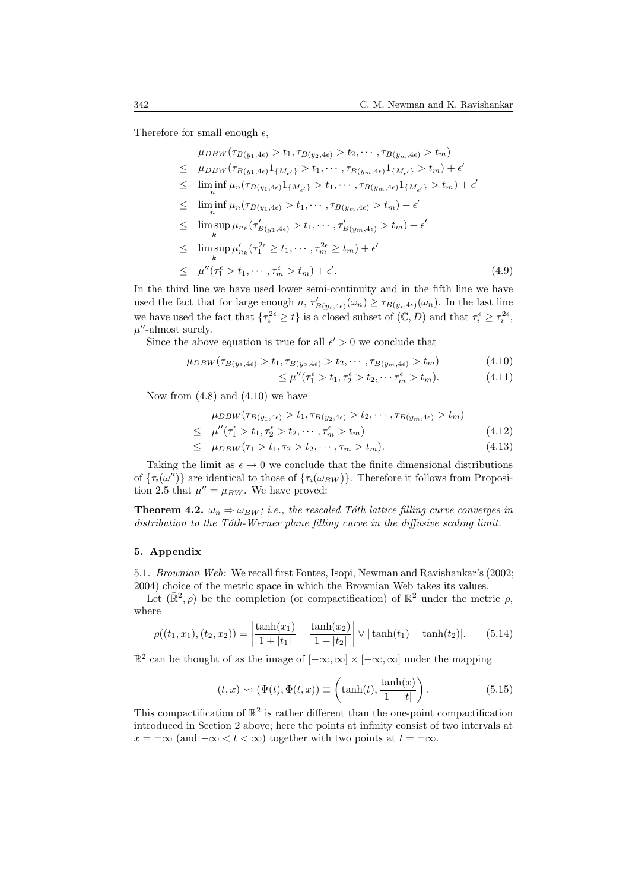Therefore for small enough $\epsilon$,

$$
\begin{aligned}
& \mu_{DBW}(\tau_{B(y_1,4\epsilon)} > t_1, \tau_{B(y_2,4\epsilon)} > t_2, \cdots, \tau_{B(y_m,4\epsilon)} > t_m) \\
\leq\; & \mu_{DBW}(\tau_{B(y_1,4\epsilon)} 1_{\{M_{\epsilon'}\}} > t_1, \cdots, \tau_{B(y_m,4\epsilon)} 1_{\{M_{\epsilon'}\}} > t_m) + \epsilon' \\
\leq\; & \liminf_n \mu_n(\tau_{B(y_1,4\epsilon)} 1_{\{M_{\epsilon'}\}} > t_1, \cdots, \tau_{B(y_m,4\epsilon)} 1_{\{M_{\epsilon'}\}} > t_m) + \epsilon' \\
\leq\; & \liminf_n \mu_n(\tau_{B(y_1,4\epsilon)} > t_1, \cdots, \tau_{B(y_m,4\epsilon)} > t_m) + \epsilon' \\
\leq\; & \limsup_k \mu_{n_k}(\tau'_{B(y_1,4\epsilon)} > t_1, \cdots, \tau'_{B(y_m,4\epsilon)} > t_m) + \epsilon' \\
\leq\; & \limsup_k \mu'_{n_k}(\tau_1^{2\epsilon} \geq t_1, \cdots, \tau_m^{2\epsilon} \geq t_m) + \epsilon' \\
\leq\; & \mu''(\tau_1^{\epsilon} > t_1, \cdots, \tau_m^{\epsilon} > t_m) + \epsilon'.
\end{aligned} \tag{4.9}
$$

In the third line we have used lower semi-continuity and in the fifth line we have used the fact that for large enough $n$, $\tau'_{B(y_i,4\epsilon)}(\omega_n) \geq \tau_{B(y_i,4\epsilon)}(\omega_n)$. In the last line we have used the fact that $\{\tau_i^{2\epsilon} \geq t\}$ is a closed subset of $(\mathbb{C}, D)$ and that $\tau_i^{\epsilon} \geq \tau_i^{2\epsilon}$, $\mu''$-almost surely.

Since the above equation is true for all $\epsilon' > 0$ we conclude that

$$
\mu_{DBW}(\tau_{B(y_1,4\epsilon)} > t_1, \tau_{B(y_2,4\epsilon)} > t_2, \cdots, \tau_{B(y_m,4\epsilon)} > t_m) \tag{4.10}
$$

$$
\leq \mu''(\tau_1^{\epsilon} > t_1, \tau_2^{\epsilon} > t_2, \cdots \tau_m^{\epsilon} > t_m). \tag{4.11}
$$

Now from (4.8) and (4.10) we have

$$
\begin{aligned}
& \mu_{DBW}(\tau_{B(y_1,4\epsilon)} > t_1, \tau_{B(y_2,4\epsilon)} > t_2, \cdots, \tau_{B(y_m,4\epsilon)} > t_m) \\
\leq\; & \mu''(\tau_1^{\epsilon} > t_1, \tau_2^{\epsilon} > t_2, \cdots, \tau_m^{\epsilon} > t_m) \qquad (4.12) \\
\leq\; & \mu_{DBW}(\tau_1 > t_1, \tau_2 > t_2, \cdots, \tau_m > t_m). \qquad (4.13)
\end{aligned}
$$

Taking the limit as $\epsilon \to 0$ we conclude that the finite dimensional distributions of $\{\tau_i(\omega'')\}$ are identical to those of $\{\tau_i(\omega_{BW})\}$. Therefore it follows from Proposition 2.5 that $\mu'' = \mu_{BW}$. We have proved:

**Theorem 4.2.** *$\omega_n \Rightarrow \omega_{BW}$; i.e., the rescaled Tóth lattice filling curve converges in distribution to the Tóth-Werner plane filling curve in the diffusive scaling limit.*

## 5. Appendix

5.1. *Brownian Web:* We recall first Fontes, Isopi, Newman and Ravishankar's (2002; 2004) choice of the metric space in which the Brownian Web takes its values.

Let $(\bar{\mathbb{R}}^2, \rho)$ be the completion (or compactification) of $\mathbb{R}^2$ under the metric $\rho$, where

$$
\rho((t_1, x_1), (t_2, x_2)) = \left| \frac{\tanh(x_1)}{1 + |t_1|} - \frac{\tanh(x_2)}{1 + |t_2|} \right| \vee |\tanh(t_1) - \tanh(t_2)|. \tag{5.14}
$$

$\bar{\mathbb{R}}^2$ can be thought of as the image of $[-\infty, \infty] \times [-\infty, \infty]$ under the mapping

$$
(t, x) \rightsquigarrow (\Psi(t), \Phi(t, x)) \equiv \left( \tanh(t), \frac{\tanh(x)}{1 + |t|} \right). \tag{5.15}
$$

This compactification of $\mathbb{R}^2$ is rather different than the one-point compactification introduced in Section 2 above; here the points at infinity consist of two intervals at $x = \pm\infty$ (and $-\infty < t < \infty$) together with two points at $t = \pm\infty$.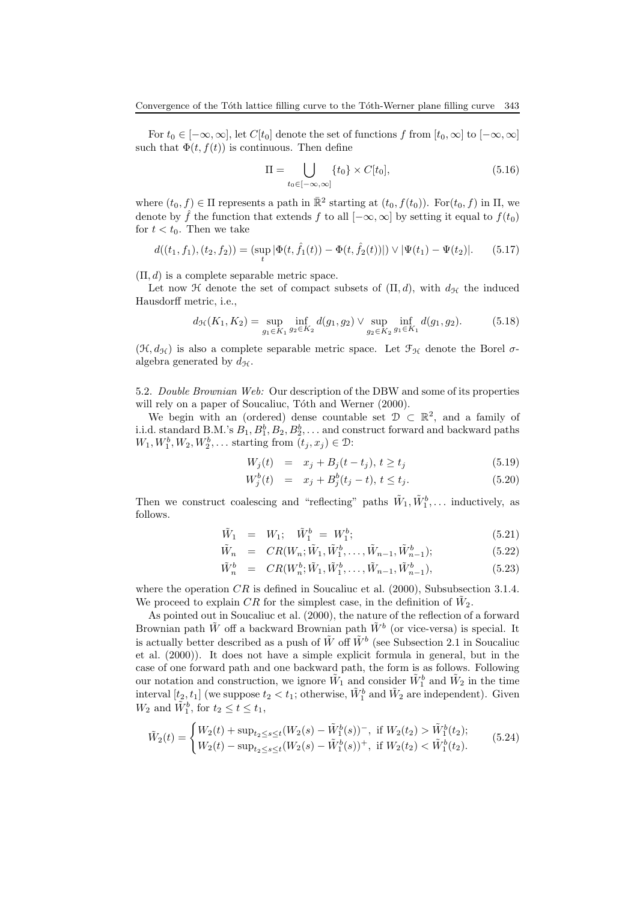For $t_0 \in [-\infty, \infty]$, let $C[t_0]$ denote the set of functions $f$ from $[t_0, \infty]$ to $[-\infty, \infty]$ such that $\Phi(t, f(t))$ is continuous. Then define

$$\Pi = \bigcup_{t_0 \in [-\infty,\infty]} \{t_0\} \times C[t_0], \tag{5.16}$$

where $(t_0, f) \in \Pi$ represents a path in $\bar{\mathbb{R}}^2$ starting at $(t_0, f(t_0))$. For$(t_0, f)$ in $\Pi$, we denote by $\hat{f}$ the function that extends $f$ to all $[-\infty, \infty]$ by setting it equal to $f(t_0)$ for $t < t_0$. Then we take

$$d((t_1, f_1), (t_2, f_2)) = (\sup_t |\Phi(t, \hat{f}_1(t)) - \Phi(t, \hat{f}_2(t))|) \vee |\Psi(t_1) - \Psi(t_2)|. \tag{5.17}$$

$(\Pi, d)$ is a complete separable metric space.

Let now $\mathcal{H}$ denote the set of compact subsets of $(\Pi, d)$, with $d_{\mathcal{H}}$ the induced Hausdorff metric, i.e.,

$$d_{\mathcal{H}}(K_1, K_2) = \sup_{g_1 \in K_1} \inf_{g_2 \in K_2} d(g_1, g_2) \vee \sup_{g_2 \in K_2} \inf_{g_1 \in K_1} d(g_1, g_2). \tag{5.18}$$

$(\mathcal{H}, d_{\mathcal{H}})$ is also a complete separable metric space. Let $\mathcal{F}_{\mathcal{H}}$ denote the Borel $\sigma$-algebra generated by $d_{\mathcal{H}}$.

5.2. *Double Brownian Web:* Our description of the DBW and some of its properties will rely on a paper of Soucaliuc, Tóth and Werner (2000).

We begin with an (ordered) dense countable set $\mathcal{D} \subset \mathbb{R}^2$, and a family of i.i.d. standard B.M.'s $B_1, B_1^b, B_2, B_2^b, \ldots$ and construct forward and backward paths $W_1, W_1^b, W_2, W_2^b, \ldots$ starting from $(t_j, x_j) \in \mathcal{D}$:

$$W_j(t) = x_j + B_j(t - t_j),\ t \geq t_j \tag{5.19}$$

$$W_j^b(t) = x_j + B_j^b(t_j - t),\ t \leq t_j. \tag{5.20}$$

Then we construct coalescing and "reflecting" paths $\tilde{W}_1, \tilde{W}_1^b, \ldots$ inductively, as follows.

$$\tilde{W}_1 = W_1; \quad \tilde{W}_1^b = W_1^b; \tag{5.21}$$

$$\tilde{W}_n = CR(W_n; \tilde{W}_1, \tilde{W}_1^b, \ldots, \tilde{W}_{n-1}, \tilde{W}_{n-1}^b); \tag{5.22}$$

$$\tilde{W}_n^b = CR(W_n^b; \tilde{W}_1, \tilde{W}_1^b, \ldots, \tilde{W}_{n-1}, \tilde{W}_{n-1}^b), \tag{5.23}$$

where the operation $CR$ is defined in Soucaliuc et al. (2000), Subsubsection 3.1.4. We proceed to explain $CR$ for the simplest case, in the definition of $\tilde{W}_2$.

As pointed out in Soucaliuc et al. (2000), the nature of the reflection of a forward Brownian path $\tilde{W}$ off a backward Brownian path $\tilde{W}^b$ (or vice-versa) is special. It is actually better described as a push of $\tilde{W}$ off $\tilde{W}^b$ (see Subsection 2.1 in Soucaliuc et al. (2000)). It does not have a simple explicit formula in general, but in the case of one forward path and one backward path, the form is as follows. Following our notation and construction, we ignore $\tilde{W}_1$ and consider $\tilde{W}_1^b$ and $\tilde{W}_2$ in the time interval $[t_2, t_1]$ (we suppose $t_2 < t_1$; otherwise, $\tilde{W}_1^b$ and $\tilde{W}_2$ are independent). Given $W_2$ and $\tilde{W}_1^b$, for $t_2 \leq t \leq t_1$,

$$\tilde{W}_2(t) = \begin{cases} W_2(t) + \sup_{t_2 \leq s \leq t} (W_2(s) - \tilde{W}_1^b(s))^-, & \text{if } W_2(t_2) > \tilde{W}_1^b(t_2); \\ W_2(t) - \sup_{t_2 \leq s \leq t} (W_2(s) - \tilde{W}_1^b(s))^+, & \text{if } W_2(t_2) < \tilde{W}_1^b(t_2). \end{cases} \tag{5.24}$$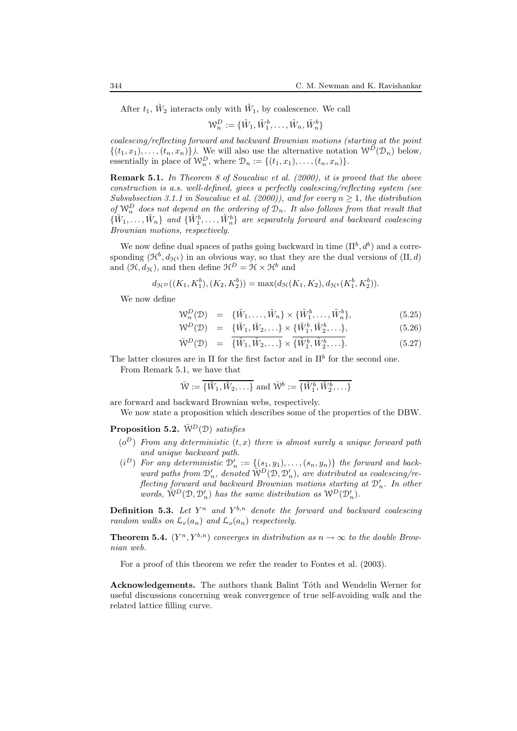After $t_1$, $\tilde{W}_2$ interacts only with $\tilde{W}_1$, by coalescence. We call

$$\mathcal{W}_n^D := \{\tilde{W}_1, \tilde{W}_1^b, \ldots, \tilde{W}_n, \tilde{W}_n^b\}$$

*coalescing/reflecting forward and backward Brownian motions (starting at the point* $\{(t_1, x_1), \ldots, (t_n, x_n)\}$*).* We will also use the alternative notation $\mathcal{W}^D(\mathcal{D}_n)$ below, essentially in place of $\mathcal{W}_n^D$, where $\mathcal{D}_n := \{(t_1, x_1), \ldots, (t_n, x_n)\}$.

**Remark 5.1.** *In Theorem 8 of Soucaliuc et al. (2000), it is proved that the above construction is a.s. well-defined, gives a perfectly coalescing/reflecting system (see Subsubsection 3.1.1 in Soucaliuc et al. (2000)), and for every $n \geq 1$, the distribution of $\mathcal{W}_n^D$ does not depend on the ordering of $\mathcal{D}_n$. It also follows from that result that $\{\tilde{W}_1, \ldots, \tilde{W}_n\}$ and $\{\tilde{W}_1^b, \ldots, \tilde{W}_n^b\}$ are separately forward and backward coalescing Brownian motions, respectively.*

We now define dual spaces of paths going backward in time $(\Pi^b, d^b)$ and a corresponding $(\mathcal{H}^b, d_{\mathcal{H}^b})$ in an obvious way, so that they are the dual versions of $(\Pi, d)$ and $(\mathcal{H}, d_{\mathcal{H}})$, and then define $\mathcal{H}^D = \mathcal{H} \times \mathcal{H}^b$ and

$$d_{\mathcal{H}^D}((K_1, K_1^b), (K_2, K_2^b)) = \max(d_{\mathcal{H}}(K_1, K_2), d_{\mathcal{H}^b}(K_1^b, K_2^b)).$$

We now define

$$\mathcal{W}_n^D(\mathcal{D}) = \{\tilde{W}_1, \ldots, \tilde{W}_n\} \times \{\tilde{W}_1^b, \ldots, \tilde{W}_n^b\}, \tag{5.25}$$

$$\mathcal{W}^D(\mathcal{D}) = \{\tilde{W}_1, \tilde{W}_2, \ldots\} \times \{\tilde{W}_1^b, \tilde{W}_2^b, \ldots\}, \tag{5.26}$$

$$\bar{\mathcal{W}}^D(\mathcal{D}) = \overline{\{\tilde{W}_1, \tilde{W}_2, \ldots\}} \times \overline{\{\tilde{W}_1^b, \tilde{W}_2^b, \ldots\}}. \tag{5.27}$$

The latter closures are in $\Pi$ for the first factor and in $\Pi^b$ for the second one.

From Remark 5.1, we have that

$$\bar{\mathcal{W}} := \overline{\{\tilde{W}_1, \tilde{W}_2, \ldots\}} \text{ and } \bar{\mathcal{W}}^b := \overline{\{\tilde{W}_1^b, \tilde{W}_2^b, \ldots\}}$$

are forward and backward Brownian webs, respectively.

We now state a proposition which describes some of the properties of the DBW.

**Proposition 5.2.** *$\bar{\mathcal{W}}^D(\mathcal{D})$ satisfies*

- $(o^D)$ *From any deterministic $(t, x)$ there is almost surely a unique forward path and unique backward path.*
- $(i^D)$ *For any deterministic $\mathcal{D}_n' := \{(s_1, y_1), \ldots, (s_n, y_n)\}$ the forward and backward paths from $\mathcal{D}_n'$, denoted $\bar{\mathcal{W}}^D(\mathcal{D}, \mathcal{D}_n')$, are distributed as coalescing/reflecting forward and backward Brownian motions starting at $\mathcal{D}_n'$. In other words, $\bar{\mathcal{W}}^D(\mathcal{D}, \mathcal{D}_n')$ has the same distribution as $\mathcal{W}^D(\mathcal{D}_n')$.*

**Definition 5.3.** *Let $Y^n$ and $Y^{b,n}$ denote the forward and backward coalescing random walks on $\mathcal{L}_e(a_n)$ and $\mathcal{L}_o(a_n)$ respectively.*

**Theorem 5.4.** *$(Y^n, Y^{b,n})$ converges in distribution as $n \to \infty$ to the double Brownian web.*

For a proof of this theorem we refer the reader to Fontes et al. (2003).

**Acknowledgements.** The authors thank Balint Tóth and Wendelin Werner for useful discussions concerning weak convergence of true self-avoiding walk and the related lattice filling curve.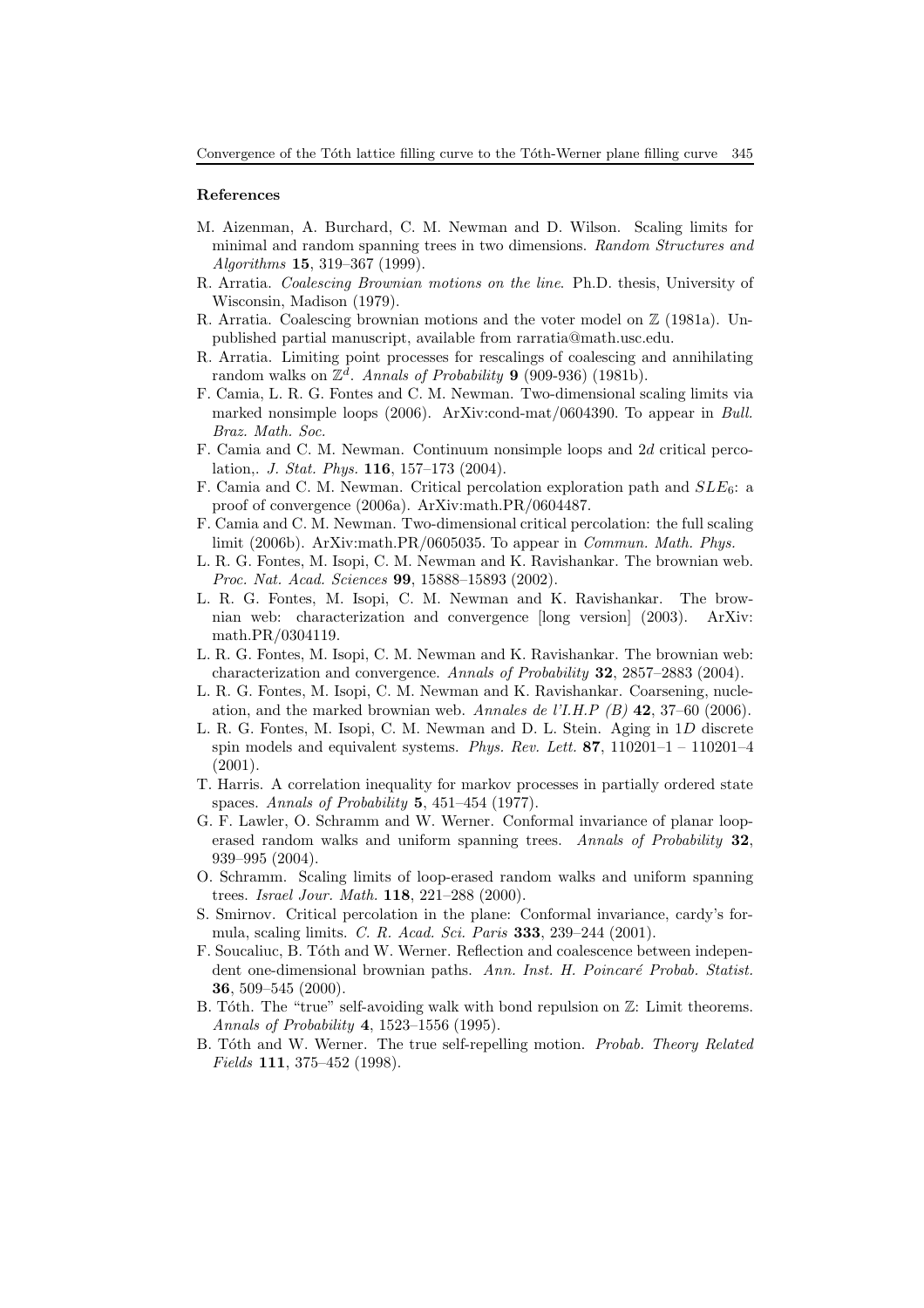### References

M. Aizenman, A. Burchard, C. M. Newman and D. Wilson. Scaling limits for minimal and random spanning trees in two dimensions. *Random Structures and Algorithms* **15**, 319–367 (1999).

R. Arratia. *Coalescing Brownian motions on the line*. Ph.D. thesis, University of Wisconsin, Madison (1979).

R. Arratia. Coalescing brownian motions and the voter model on $\mathbb{Z}$ (1981a). Unpublished partial manuscript, available from rarratia@math.usc.edu.

R. Arratia. Limiting point processes for rescalings of coalescing and annihilating random walks on $\mathbb{Z}^d$. *Annals of Probability* **9** (909-936) (1981b).

F. Camia, L. R. G. Fontes and C. M. Newman. Two-dimensional scaling limits via marked nonsimple loops (2006). ArXiv:cond-mat/0604390. To appear in *Bull. Braz. Math. Soc.*

F. Camia and C. M. Newman. Continuum nonsimple loops and 2$d$ critical percolation,. *J. Stat. Phys.* **116**, 157–173 (2004).

F. Camia and C. M. Newman. Critical percolation exploration path and $SLE_6$: a proof of convergence (2006a). ArXiv:math.PR/0604487.

F. Camia and C. M. Newman. Two-dimensional critical percolation: the full scaling limit (2006b). ArXiv:math.PR/0605035. To appear in *Commun. Math. Phys.*

L. R. G. Fontes, M. Isopi, C. M. Newman and K. Ravishankar. The brownian web. *Proc. Nat. Acad. Sciences* **99**, 15888–15893 (2002).

L. R. G. Fontes, M. Isopi, C. M. Newman and K. Ravishankar. The brownian web: characterization and convergence [long version] (2003). ArXiv: math.PR/0304119.

L. R. G. Fontes, M. Isopi, C. M. Newman and K. Ravishankar. The brownian web: characterization and convergence. *Annals of Probability* **32**, 2857–2883 (2004).

L. R. G. Fontes, M. Isopi, C. M. Newman and K. Ravishankar. Coarsening, nucleation, and the marked brownian web. *Annales de l'I.H.P (B)* **42**, 37–60 (2006).

L. R. G. Fontes, M. Isopi, C. M. Newman and D. L. Stein. Aging in 1$D$ discrete spin models and equivalent systems. *Phys. Rev. Lett.* **87**, 110201–1 – 110201–4 (2001).

T. Harris. A correlation inequality for markov processes in partially ordered state spaces. *Annals of Probability* **5**, 451–454 (1977).

G. F. Lawler, O. Schramm and W. Werner. Conformal invariance of planar loop-erased random walks and uniform spanning trees. *Annals of Probability* **32**, 939–995 (2004).

O. Schramm. Scaling limits of loop-erased random walks and uniform spanning trees. *Israel Jour. Math.* **118**, 221–288 (2000).

S. Smirnov. Critical percolation in the plane: Conformal invariance, cardy's formula, scaling limits. *C. R. Acad. Sci. Paris* **333**, 239–244 (2001).

F. Soucaliuc, B. Tóth and W. Werner. Reflection and coalescence between independent one-dimensional brownian paths. *Ann. Inst. H. Poincaré Probab. Statist.* **36**, 509–545 (2000).

B. Tóth. The "true" self-avoiding walk with bond repulsion on $\mathbb{Z}$: Limit theorems. *Annals of Probability* **4**, 1523–1556 (1995).

B. Tóth and W. Werner. The true self-repelling motion. *Probab. Theory Related Fields* **111**, 375–452 (1998).